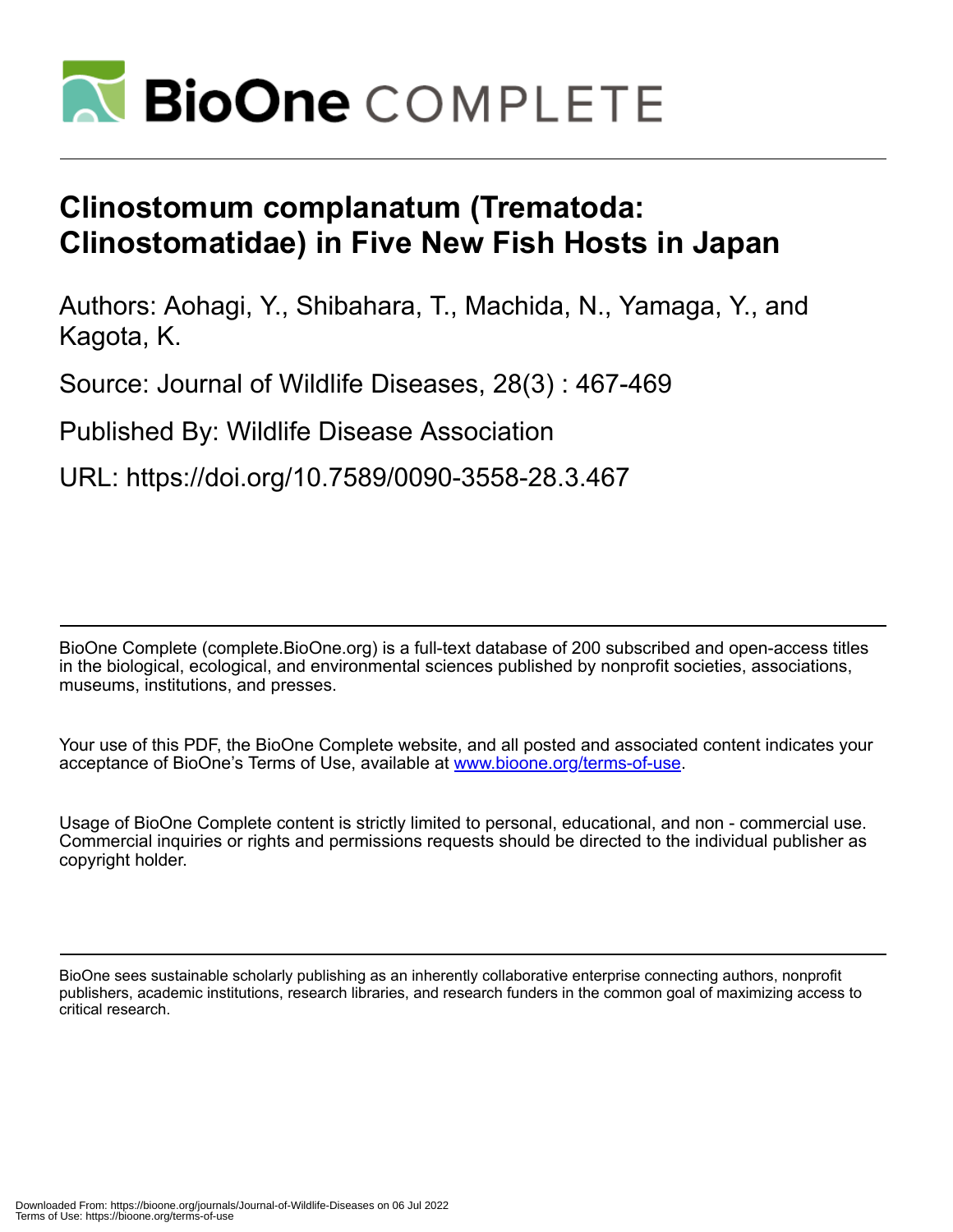# Clinostomum complanatum (Trematoda: Clinostomatidae) in Five New Fish Hosts in Japan

Authors: Aohagi, Y., Shibahara, T., Machida, N., Yamaga, Y., and Kagota, K.

Source: Journal of Wildlife Diseases, 28(3) : 467-469

Published By: Wildlife Disease Association

URL: https://doi.org/10.7589/0090-3558-28.3.467

BioOne Complete (complete.BioOne.org) is a full-text database of 200 subscribed and open-access titles in the biological, ecological, and environmental sciences published by nonprofit societies, associations, museums, institutions, and presses.

Your use of this PDF, the BioOne Complete website, and all posted and associated content indicates your acceptance of BioOne's Terms of Use, available at www.bioone.org/terms-of-use.

Usage of BioOne Complete content is strictly limited to personal, educational, and non - commercial use. Commercial inquiries or rights and permissions requests should be directed to the individual publisher as copyright holder.

BioOne sees sustainable scholarly publishing as an inherently collaborative enterprise connecting authors, nonprofit publishers, academic institutions, research libraries, and research funders in the common goal of maximizing access to critical research.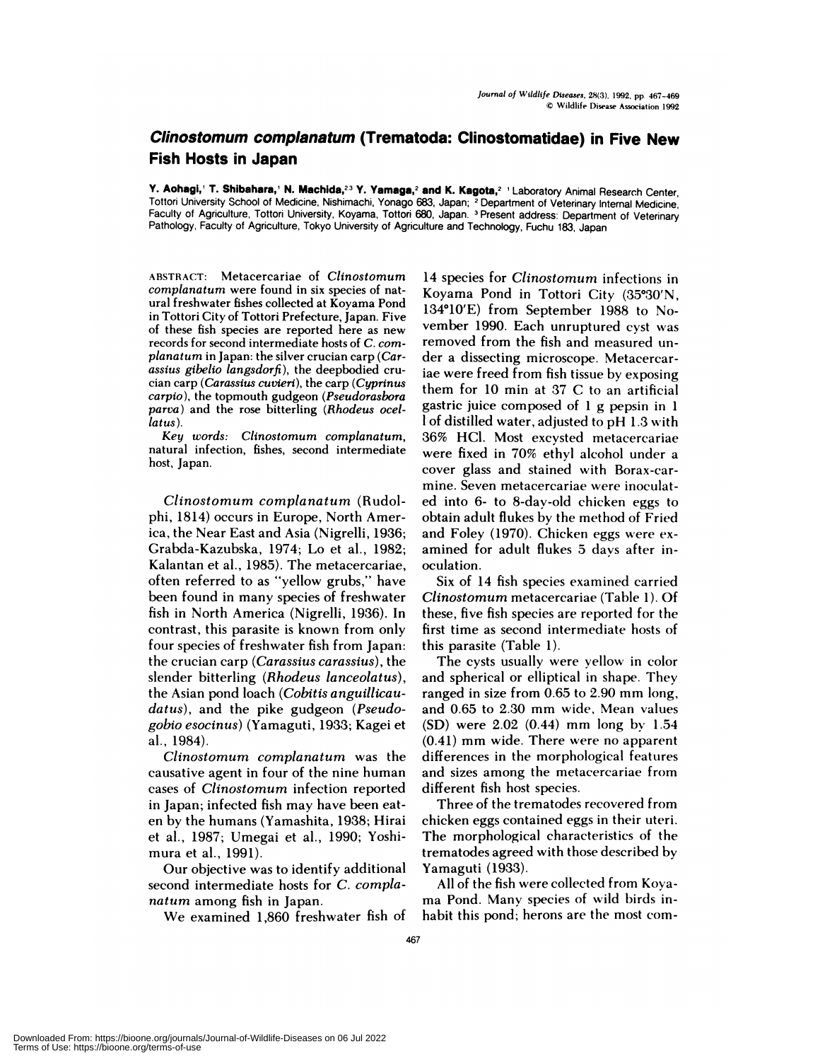# *Clinostomum complanatum* (Trematoda: Clinostomatidae) in Five New Fish Hosts in Japan

**Y. Aohagi,**[1] **T. Shibahara,**[1] **N. Machida,**[2,3] **Y. Yamaga,**[2] **and K. Kagota,**[2] [1] Laboratory Animal Research Center, Tottori University School of Medicine, Nishimachi, Yonago 683, Japan; [2] Department of Veterinary Internal Medicine, Faculty of Agriculture, Tottori University, Koyama, Tottori 680, Japan. [3] Present address: Department of Veterinary Pathology, Faculty of Agriculture, Tokyo University of Agriculture and Technology, Fuchu 183, Japan

ABSTRACT: Metacercariae of *Clinostomum complanatum* were found in six species of natural freshwater fishes collected at Koyama Pond in Tottori City of Tottori Prefecture, Japan. Five of these fish species are reported here as new records for second intermediate hosts of *C. complanatum* in Japan: the silver crucian carp (*Carassius gibelio langsdorfi*), the deepbodied crucian carp (*Carassius cuvieri*), the carp (*Cyprinus carpio*), the topmouth gudgeon (*Pseudorasbora parva*) and the rose bitterling (*Rhodeus ocellatus*).

*Key words:* *Clinostomum complanatum*, natural infection, fishes, second intermediate host, Japan.

*Clinostomum complanatum* (Rudolphi, 1814) occurs in Europe, North America, the Near East and Asia (Nigrelli, 1936; Grabda-Kazubska, 1974; Lo et al., 1982; Kalantan et al., 1985). The metacercariae, often referred to as "yellow grubs," have been found in many species of freshwater fish in North America (Nigrelli, 1936). In contrast, this parasite is known from only four species of freshwater fish from Japan: the crucian carp (*Carassius carassius*), the slender bitterling (*Rhodeus lanceolatus*), the Asian pond loach (*Cobitis anguillicaudatus*), and the pike gudgeon (*Pseudogobio esocinus*) (Yamaguti, 1933; Kagei et al., 1984).

*Clinostomum complanatum* was the causative agent in four of the nine human cases of *Clinostomum* infection reported in Japan; infected fish may have been eaten by the humans (Yamashita, 1938; Hirai et al., 1987; Umegai et al., 1990; Yoshimura et al., 1991).

Our objective was to identify additional second intermediate hosts for *C. complanatum* among fish in Japan.

We examined 1,860 freshwater fish of 14 species for *Clinostomum* infections in Koyama Pond in Tottori City (35°30′N, 134°10′E) from September 1988 to November 1990. Each unruptured cyst was removed from the fish and measured under a dissecting microscope. Metacercariae were freed from fish tissue by exposing them for 10 min at 37 C to an artificial gastric juice composed of 1 g pepsin in 1 l of distilled water, adjusted to pH 1.3 with 36% HCl. Most excysted metacercariae were fixed in 70% ethyl alcohol under a cover glass and stained with Borax-carmine. Seven metacercariae were inoculated into 6- to 8-day-old chicken eggs to obtain adult flukes by the method of Fried and Foley (1970). Chicken eggs were examined for adult flukes 5 days after inoculation.

Six of 14 fish species examined carried *Clinostomum* metacercariae (Table 1). Of these, five fish species are reported for the first time as second intermediate hosts of this parasite (Table 1).

The cysts usually were yellow in color and spherical or elliptical in shape. They ranged in size from 0.65 to 2.90 mm long, and 0.65 to 2.30 mm wide. Mean values (SD) were 2.02 (0.44) mm long by 1.54 (0.41) mm wide. There were no apparent differences in the morphological features and sizes among the metacercariae from different fish host species.

Three of the trematodes recovered from chicken eggs contained eggs in their uteri. The morphological characteristics of the trematodes agreed with those described by Yamaguti (1933).

All of the fish were collected from Koyama Pond. Many species of wild birds inhabit this pond; herons are the most com-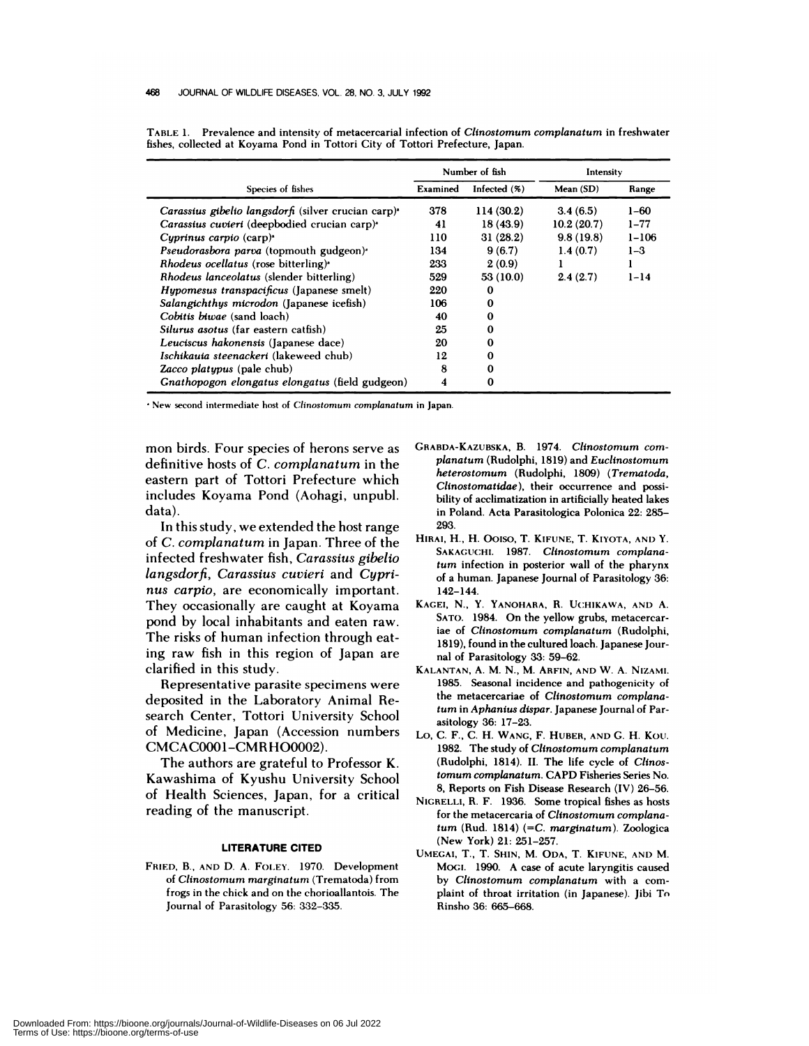TABLE 1. Prevalence and intensity of metacercarial infection of *Clinostomum complanatum* in freshwater fishes, collected at Koyama Pond in Tottori City of Tottori Prefecture, Japan.

| Species of fishes | Number of fish | | Intensity | |
|---|---|---|---|---|
| | Examined | Infected (%) | Mean (SD) | Range |
| *Carassius gibelio langsdorfi* (silver crucian carp)[a] | 378 | 114 (30.2) | 3.4 (6.5) | 1–60 |
| *Carassius cuvieri* (deepbodied crucian carp)[a] | 41 | 18 (43.9) | 10.2 (20.7) | 1–77 |
| *Cyprinus carpio* (carp)[a] | 110 | 31 (28.2) | 9.8 (19.8) | 1–106 |
| *Pseudorasbora parva* (topmouth gudgeon)[a] | 134 | 9 (6.7) | 1.4 (0.7) | 1–3 |
| *Rhodeus ocellatus* (rose bitterling)[a] | 233 | 2 (0.9) | 1 | 1 |
| *Rhodeus lanceolatus* (slender bitterling) | 529 | 53 (10.0) | 2.4 (2.7) | 1–14 |
| *Hypomesus transpacificus* (Japanese smelt) | 220 | 0 | | |
| *Salangichthys microdon* (Japanese icefish) | 106 | 0 | | |
| *Cobitis biwae* (sand loach) | 40 | 0 | | |
| *Silurus asotus* (far eastern catfish) | 25 | 0 | | |
| *Leuciscus hakonensis* (Japanese dace) | 20 | 0 | | |
| *Ischikauia steenackeri* (lakeweed chub) | 12 | 0 | | |
| *Zacco platypus* (pale chub) | 8 | 0 | | |
| *Gnathopogon elongatus elongatus* (field gudgeon) | 4 | 0 | | |

[a] New second intermediate host of *Clinostomum complanatum* in Japan.

mon birds. Four species of herons serve as definitive hosts of *C. complanatum* in the eastern part of Tottori Prefecture which includes Koyama Pond (Aohagi, unpubl. data).

In this study, we extended the host range of *C. complanatum* in Japan. Three of the infected freshwater fish, *Carassius gibelio langsdorfi*, *Carassius cuvieri* and *Cyprinus carpio*, are economically important. They occasionally are caught at Koyama pond by local inhabitants and eaten raw. The risks of human infection through eating raw fish in this region of Japan are clarified in this study.

Representative parasite specimens were deposited in the Laboratory Animal Research Center, Tottori University School of Medicine, Japan (Accession numbers CMCAC0001–CMRHO0002).

The authors are grateful to Professor K. Kawashima of Kyushu University School of Health Sciences, Japan, for a critical reading of the manuscript.

## LITERATURE CITED

FRIED, B., AND D. A. FOLEY. 1970. Development of *Clinostomum marginatum* (Trematoda) from frogs in the chick and on the chorioallantois. The Journal of Parasitology 56: 332–335.

GRABDA-KAZUBSKA, B. 1974. *Clinostomum complanatum* (Rudolphi, 1819) and *Euclinostomum heterostomum* (Rudolphi, 1809) (*Trematoda, Clinostomatidae*), their occurrence and possibility of acclimatization in artificially heated lakes in Poland. Acta Parasitologica Polonica 22: 285–293.

HIRAI, H., H. OOISO, T. KIFUNE, T. KIYOTA, AND Y. SAKAGUCHI. 1987. *Clinostomum complanatum* infection in posterior wall of the pharynx of a human. Japanese Journal of Parasitology 36: 142–144.

KAGEI, N., Y. YANOHARA, R. UCHIKAWA, AND A. SATO. 1984. On the yellow grubs, metacercariae of *Clinostomum complanatum* (Rudolphi, 1819), found in the cultured loach. Japanese Journal of Parasitology 33: 59–62.

KALANTAN, A. M. N., M. ARFIN, AND W. A. NIZAMI. 1985. Seasonal incidence and pathogenicity of the metacercariae of *Clinostomum complanatum* in *Aphanius dispar*. Japanese Journal of Parasitology 36: 17–23.

LO, C. F., C. H. WANG, F. HUBER, AND G. H. KOU. 1982. The study of *Clinostomum complanatum* (Rudolphi, 1814). II. The life cycle of *Clinostomum complanatum*. CAPD Fisheries Series No. 8, Reports on Fish Disease Research (IV) 26–56.

NIGRELLI, R. F. 1936. Some tropical fishes as hosts for the metacercaria of *Clinostomum complanatum* (Rud. 1814) (=*C. marginatum*). Zoologica (New York) 21: 251–257.

UMEGAI, T., T. SHIN, M. ODA, T. KIFUNE, AND M. MOGI. 1990. A case of acute laryngitis caused by *Clinostomum complanatum* with a complaint of throat irritation (in Japanese). Jibi To Rinsho 36: 665–668.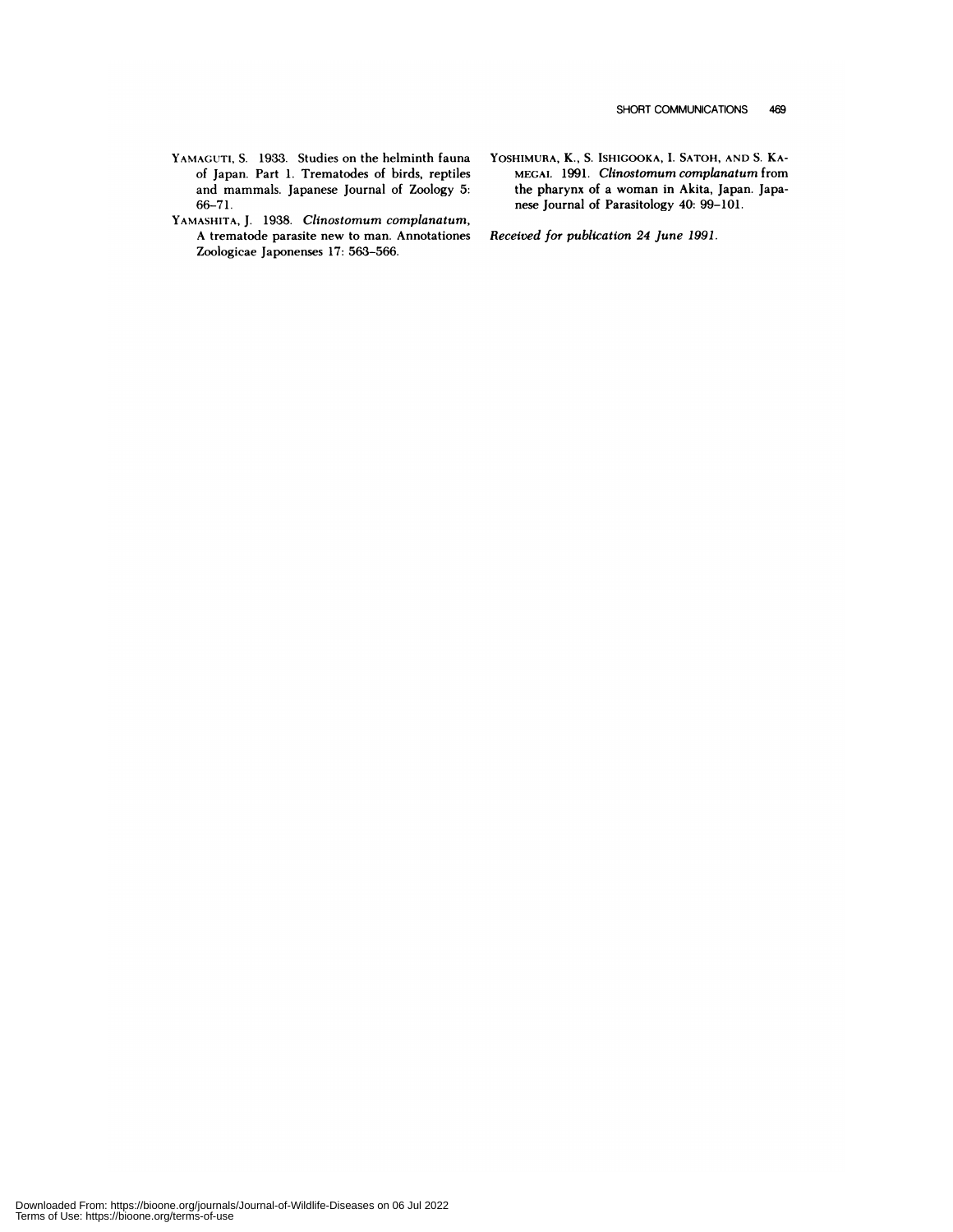YAMAGUTI, S. 1933. Studies on the helminth fauna of Japan. Part 1. Trematodes of birds, reptiles and mammals. Japanese Journal of Zoology 5: 66–71.

YAMASHITA, J. 1938. *Clinostomum complanatum*, A trematode parasite new to man. Annotationes Zoologicae Japonenses 17: 563–566.

YOSHIMURA, K., S. ISHIGOOKA, I. SATOH, AND S. KAMEGAI. 1991. *Clinostomum complanatum* from the pharynx of a woman in Akita, Japan. Japanese Journal of Parasitology 40: 99–101.

*Received for publication 24 June 1991.*